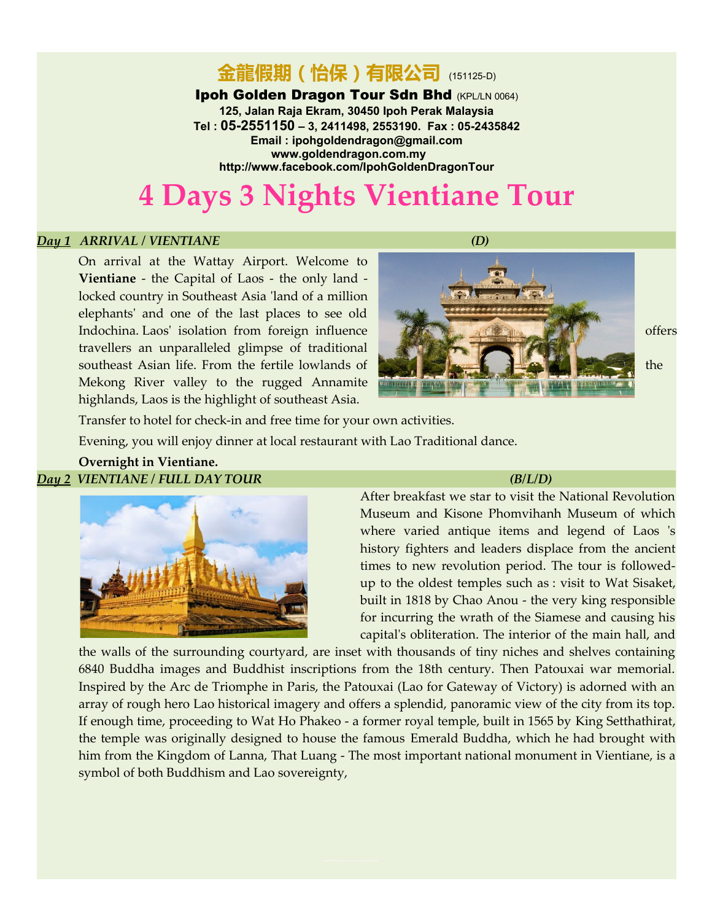# 金龍假期（怡保）有限公司 (151125-D)

**Ipoh Golden Dragon Tour Sdn Bhd** (KPL/LN 0064)
**125, Jalan Raja Ekram, 30450 Ipoh Perak Malaysia**
**Tel : 05-2551150 – 3, 2411498, 2553190. Fax : 05-2435842**
**Email : ipohgoldendragon@gmail.com**
**www.goldendragon.com.my**
**http://www.facebook.com/IpohGoldenDragonTour**

# 4 Days 3 Nights Vientiane Tour

## *Day 1 ARRIVAL / VIENTIANE* *(D)*

On arrival at the Wattay Airport. Welcome to **Vientiane** - the Capital of Laos - the only land - locked country in Southeast Asia 'land of a million elephants' and one of the last places to see old Indochina. Laos' isolation from foreign influence offers travellers an unparalleled glimpse of traditional southeast Asian life. From the fertile lowlands of the Mekong River valley to the rugged Annamite highlands, Laos is the highlight of southeast Asia.

Transfer to hotel for check-in and free time for your own activities.

Evening, you will enjoy dinner at local restaurant with Lao Traditional dance.

**Overnight in Vientiane.**

## *Day 2 VIENTIANE / FULL DAY TOUR* *(B/L/D)*

After breakfast we star to visit the National Revolution Museum and Kisone Phomvihanh Museum of which where varied antique items and legend of Laos 's history fighters and leaders displace from the ancient times to new revolution period. The tour is followed-up to the oldest temples such as : visit to Wat Sisaket, built in 1818 by Chao Anou - the very king responsible for incurring the wrath of the Siamese and causing his capital's obliteration. The interior of the main hall, and the walls of the surrounding courtyard, are inset with thousands of tiny niches and shelves containing 6840 Buddha images and Buddhist inscriptions from the 18th century. Then Patouxai war memorial. Inspired by the Arc de Triomphe in Paris, the Patouxai (Lao for Gateway of Victory) is adorned with an array of rough hero Lao historical imagery and offers a splendid, panoramic view of the city from its top. If enough time, proceeding to Wat Ho Phakeo - a former royal temple, built in 1565 by King Setthathirat, the temple was originally designed to house the famous Emerald Buddha, which he had brought with him from the Kingdom of Lanna, That Luang - The most important national monument in Vientiane, is a symbol of both Buddhism and Lao sovereignty,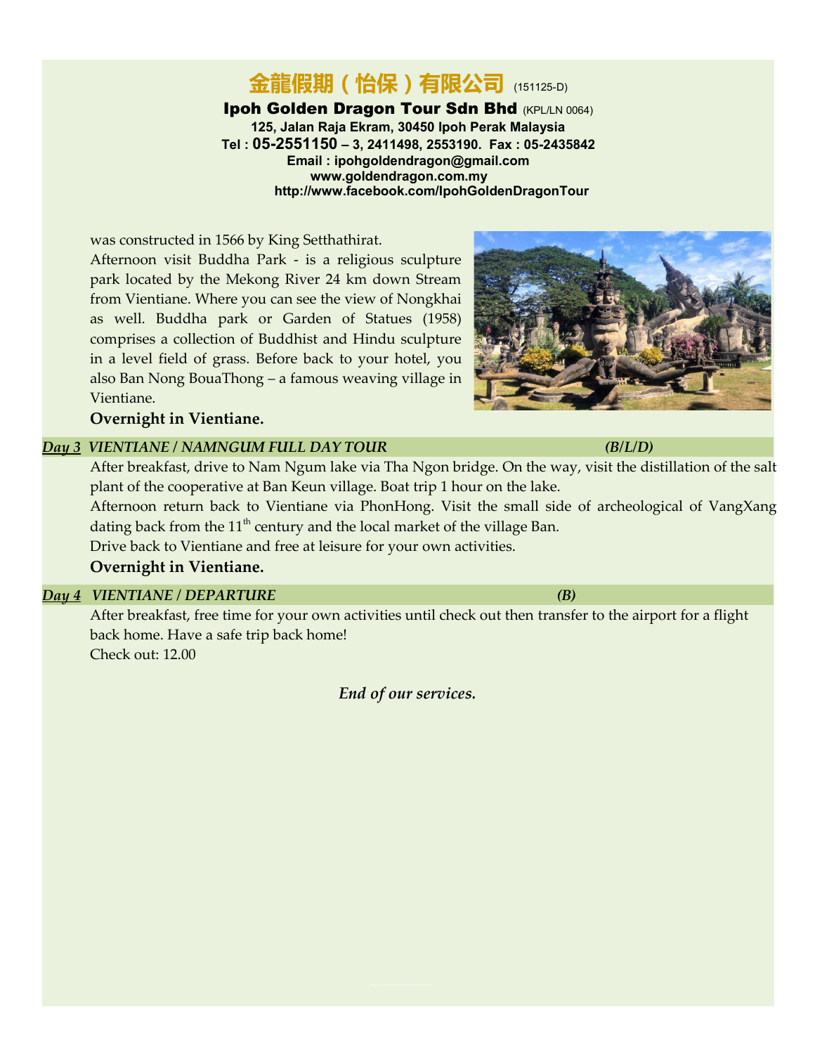was constructed in 1566 by King Setthathirat.

Afternoon visit Buddha Park - is a religious sculpture park located by the Mekong River 24 km down Stream from Vientiane. Where you can see the view of Nongkhai as well. Buddha park or Garden of Statues (1958) comprises a collection of Buddhist and Hindu sculpture in a level field of grass. Before back to your hotel, you also Ban Nong BouaThong – a famous weaving village in Vientiane.

**Overnight in Vientiane.**

***Day 3* VIENTIANE / NAMNGUM FULL DAY TOUR (B/L/D)**

After breakfast, drive to Nam Ngum lake via Tha Ngon bridge. On the way, visit the distillation of the salt plant of the cooperative at Ban Keun village. Boat trip 1 hour on the lake.

Afternoon return back to Vientiane via PhonHong. Visit the small side of archeological of VangXang dating back from the 11th century and the local market of the village Ban.

Drive back to Vientiane and free at leisure for your own activities.

**Overnight in Vientiane.**

***Day 4* VIENTIANE / DEPARTURE (B)**

After breakfast, free time for your own activities until check out then transfer to the airport for a flight back home. Have a safe trip back home!

Check out: 12.00

*End of our services.*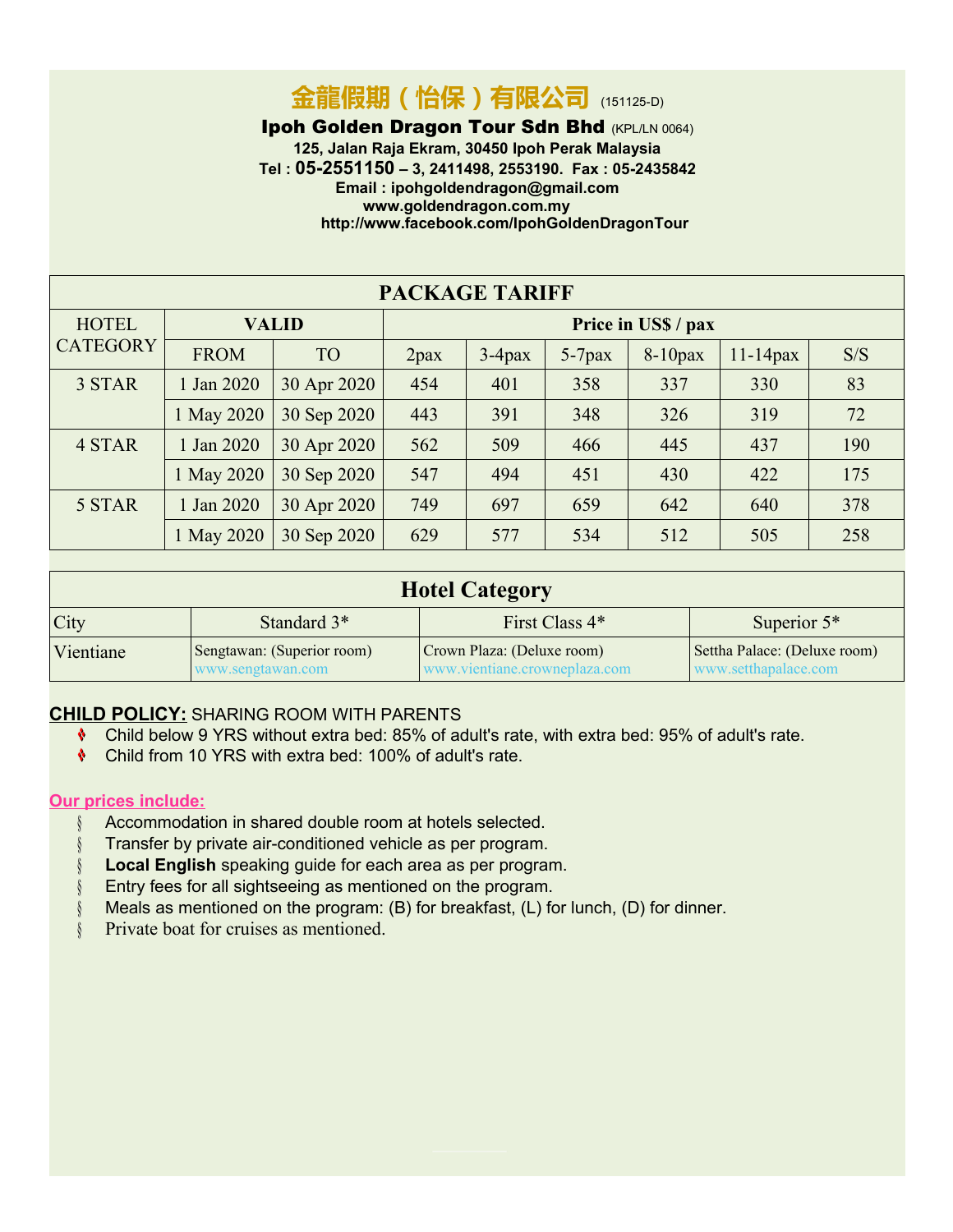# 金龍假期（怡保）有限公司 (151125-D)

**Ipoh Golden Dragon Tour Sdn Bhd** (KPL/LN 0064)

**125, Jalan Raja Ekram, 30450 Ipoh Perak Malaysia**

**Tel : 05-2551150 – 3, 2411498, 2553190. Fax : 05-2435842**

**Email : ipohgoldendragon@gmail.com**

**www.goldendragon.com.my**

**http://www.facebook.com/IpohGoldenDragonTour**

## PACKAGE TARIFF

| HOTEL CATEGORY | VALID | | Price in US$ / pax | | | | | |
|---|---|---|---|---|---|---|---|---|
| | FROM | TO | 2pax | 3-4pax | 5-7pax | 8-10pax | 11-14pax | S/S |
| 3 STAR | 1 Jan 2020 | 30 Apr 2020 | 454 | 401 | 358 | 337 | 330 | 83 |
| | 1 May 2020 | 30 Sep 2020 | 443 | 391 | 348 | 326 | 319 | 72 |
| 4 STAR | 1 Jan 2020 | 30 Apr 2020 | 562 | 509 | 466 | 445 | 437 | 190 |
| | 1 May 2020 | 30 Sep 2020 | 547 | 494 | 451 | 430 | 422 | 175 |
| 5 STAR | 1 Jan 2020 | 30 Apr 2020 | 749 | 697 | 659 | 642 | 640 | 378 |
| | 1 May 2020 | 30 Sep 2020 | 629 | 577 | 534 | 512 | 505 | 258 |

## Hotel Category

| City | Standard 3* | First Class 4* | Superior 5* |
|---|---|---|---|
| Vientiane | Sengtawan: (Superior room) www.sengtawan.com | Crown Plaza: (Deluxe room) www.vientiane.crowneplaza.com | Settha Palace: (Deluxe room) www.setthapalace.com |

**CHILD POLICY:** SHARING ROOM WITH PARENTS

- Child below 9 YRS without extra bed: 85% of adult's rate, with extra bed: 95% of adult's rate.
- Child from 10 YRS with extra bed: 100% of adult's rate.

**Our prices include:**

- Accommodation in shared double room at hotels selected.
- Transfer by private air-conditioned vehicle as per program.
- **Local English** speaking guide for each area as per program.
- Entry fees for all sightseeing as mentioned on the program.
- Meals as mentioned on the program: (B) for breakfast, (L) for lunch, (D) for dinner.
- Private boat for cruises as mentioned.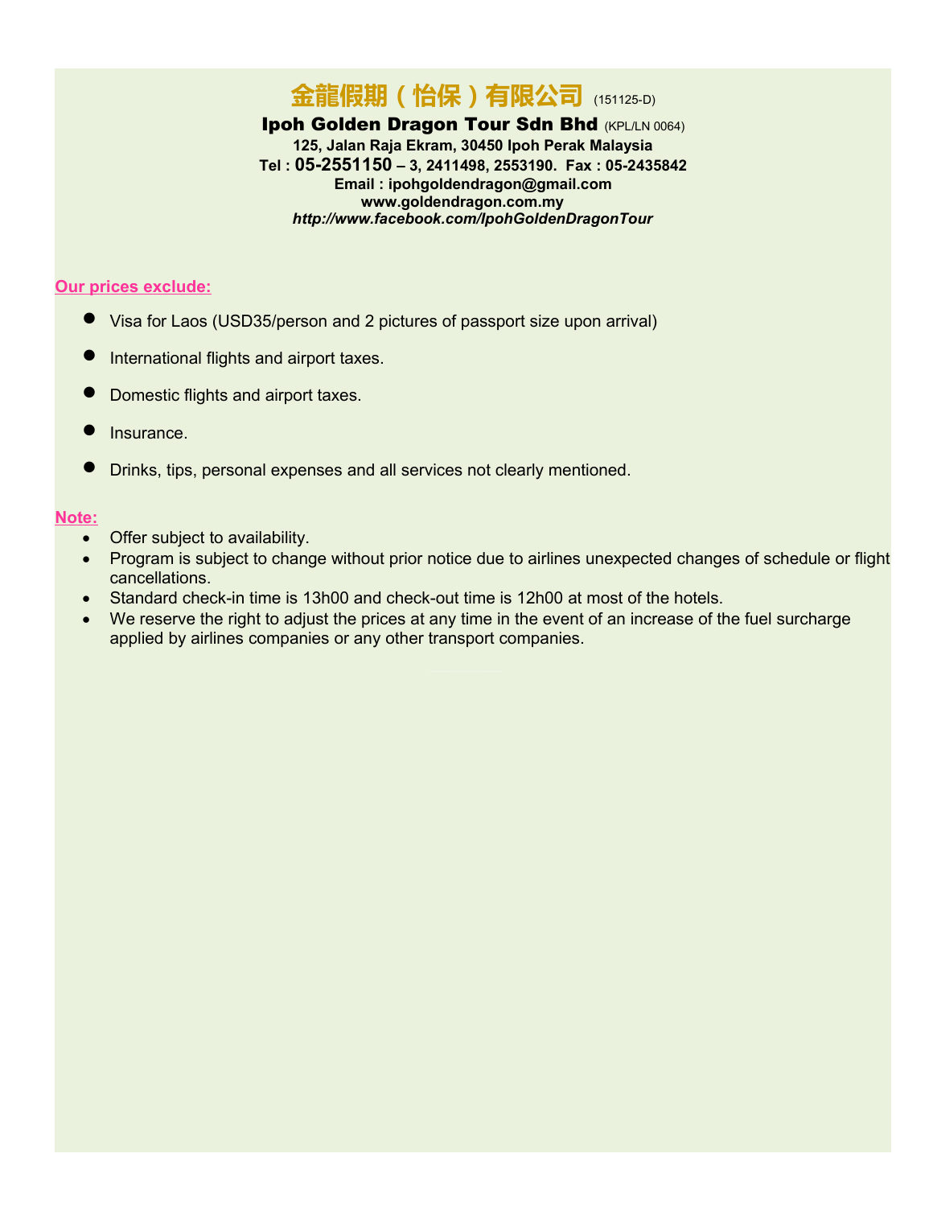# 金龍假期（怡保）有限公司 (151125-D)

**Ipoh Golden Dragon Tour Sdn Bhd** (KPL/LN 0064)

**125, Jalan Raja Ekram, 30450 Ipoh Perak Malaysia**

**Tel : 05-2551150 – 3, 2411498, 2553190. Fax : 05-2435842**

**Email : ipohgoldendragon@gmail.com**

**www.goldendragon.com.my**

***http://www.facebook.com/IpohGoldenDragonTour***

**Our prices exclude:**

- Visa for Laos (USD35/person and 2 pictures of passport size upon arrival)
- International flights and airport taxes.
- Domestic flights and airport taxes.
- Insurance.
- Drinks, tips, personal expenses and all services not clearly mentioned.

**Note:**

- Offer subject to availability.
- Program is subject to change without prior notice due to airlines unexpected changes of schedule or flight cancellations.
- Standard check-in time is 13h00 and check-out time is 12h00 at most of the hotels.
- We reserve the right to adjust the prices at any time in the event of an increase of the fuel surcharge applied by airlines companies or any other transport companies.